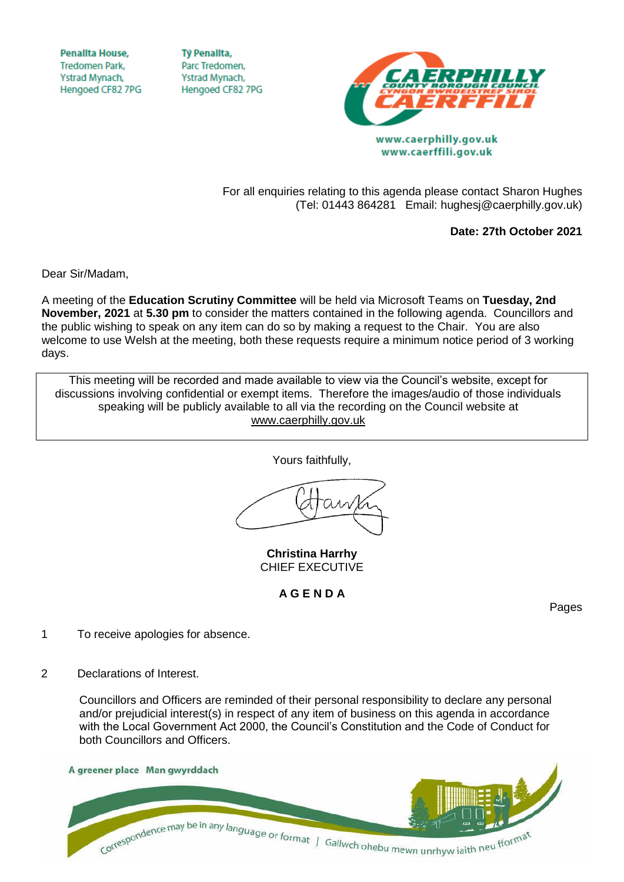Penallta House,
Tredomen Park,
Ystrad Mynach,
Hengoed CF82 7PG

Tŷ Penallta,
Parc Tredomen,
Ystrad Mynach,
Hengoed CF82 7PG

www.caerphilly.gov.uk
www.caerffili.gov.uk

For all enquiries relating to this agenda please contact Sharon Hughes
(Tel: 01443 864281 Email: hughesj@caerphilly.gov.uk)

**Date: 27th October 2021**

Dear Sir/Madam,

A meeting of the **Education Scrutiny Committee** will be held via Microsoft Teams on **Tuesday, 2nd November, 2021** at **5.30 pm** to consider the matters contained in the following agenda. Councillors and the public wishing to speak on any item can do so by making a request to the Chair. You are also welcome to use Welsh at the meeting, both these requests require a minimum notice period of 3 working days.

This meeting will be recorded and made available to view via the Council's website, except for discussions involving confidential or exempt items. Therefore the images/audio of those individuals speaking will be publicly available to all via the recording on the Council website at www.caerphilly.gov.uk

Yours faithfully,

**Christina Harrhy**
CHIEF EXECUTIVE

**A G E N D A**

Pages

1 To receive apologies for absence.

2 Declarations of Interest.

Councillors and Officers are reminded of their personal responsibility to declare any personal and/or prejudicial interest(s) in respect of any item of business on this agenda in accordance with the Local Government Act 2000, the Council's Constitution and the Code of Conduct for both Councillors and Officers.

A greener place Man gwyrddach

Correspondence may be in any language or format | Gallwch ohebu mewn unrhyw iaith neu fformat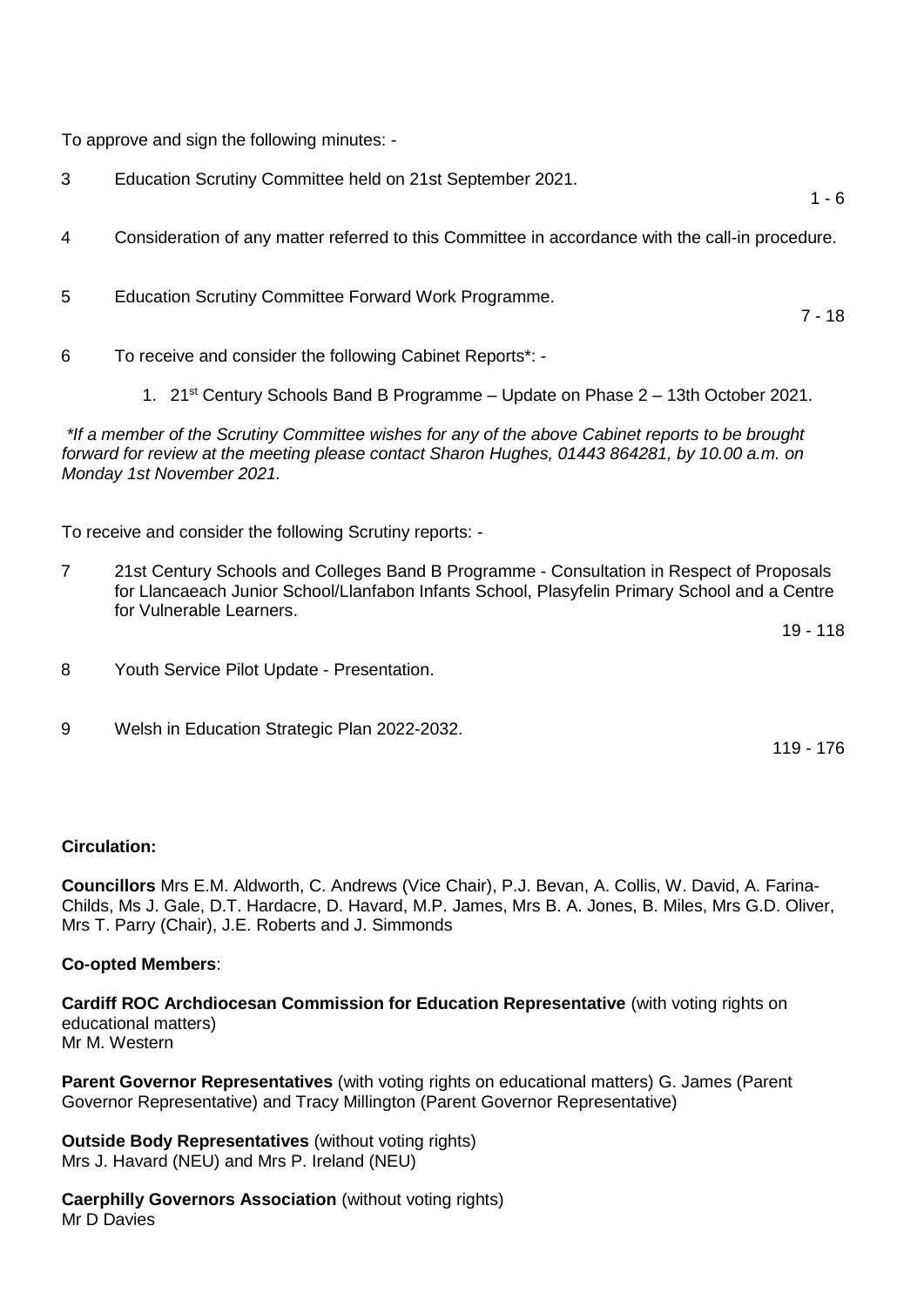To approve and sign the following minutes: -

3 Education Scrutiny Committee held on 21st September 2021. 1 - 6

4 Consideration of any matter referred to this Committee in accordance with the call-in procedure.

5 Education Scrutiny Committee Forward Work Programme. 7 - 18

6 To receive and consider the following Cabinet Reports*: -

1. 21st Century Schools Band B Programme – Update on Phase 2 – 13th October 2021.

*\*If a member of the Scrutiny Committee wishes for any of the above Cabinet reports to be brought forward for review at the meeting please contact Sharon Hughes, 01443 864281, by 10.00 a.m. on Monday 1st November 2021.*

To receive and consider the following Scrutiny reports: -

7 21st Century Schools and Colleges Band B Programme - Consultation in Respect of Proposals for Llancaeach Junior School/Llanfabon Infants School, Plasyfelin Primary School and a Centre for Vulnerable Learners. 19 - 118

8 Youth Service Pilot Update - Presentation.

9 Welsh in Education Strategic Plan 2022-2032. 119 - 176

**Circulation:**

**Councillors** Mrs E.M. Aldworth, C. Andrews (Vice Chair), P.J. Bevan, A. Collis, W. David, A. Farina-Childs, Ms J. Gale, D.T. Hardacre, D. Havard, M.P. James, Mrs B. A. Jones, B. Miles, Mrs G.D. Oliver, Mrs T. Parry (Chair), J.E. Roberts and J. Simmonds

**Co-opted Members**:

**Cardiff ROC Archdiocesan Commission for Education Representative** (with voting rights on educational matters)
Mr M. Western

**Parent Governor Representatives** (with voting rights on educational matters) G. James (Parent Governor Representative) and Tracy Millington (Parent Governor Representative)

**Outside Body Representatives** (without voting rights)
Mrs J. Havard (NEU) and Mrs P. Ireland (NEU)

**Caerphilly Governors Association** (without voting rights)
Mr D Davies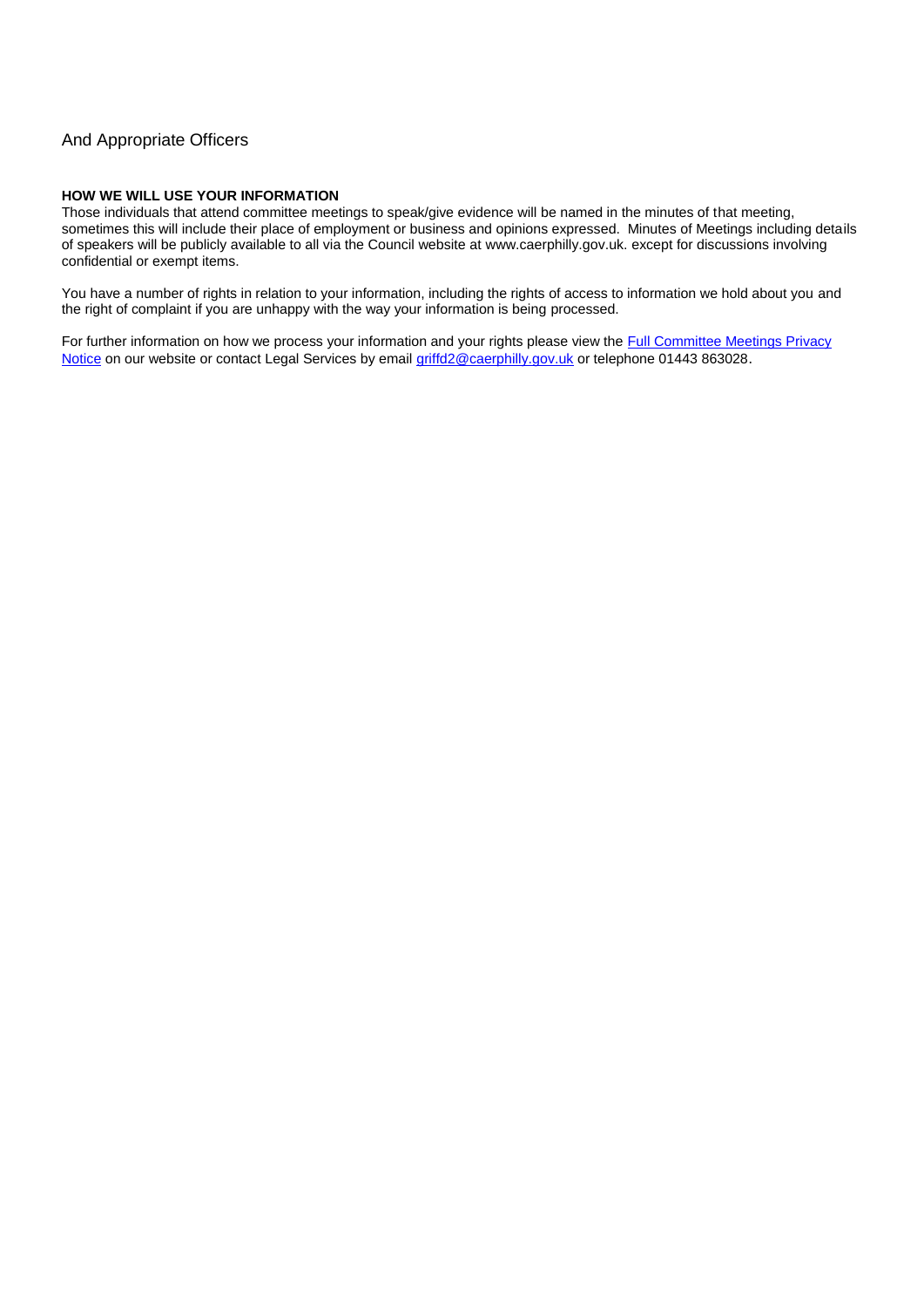And Appropriate Officers

**HOW WE WILL USE YOUR INFORMATION**
Those individuals that attend committee meetings to speak/give evidence will be named in the minutes of that meeting, sometimes this will include their place of employment or business and opinions expressed. Minutes of Meetings including details of speakers will be publicly available to all via the Council website at www.caerphilly.gov.uk. except for discussions involving confidential or exempt items.

You have a number of rights in relation to your information, including the rights of access to information we hold about you and the right of complaint if you are unhappy with the way your information is being processed.

For further information on how we process your information and your rights please view the Full Committee Meetings Privacy Notice on our website or contact Legal Services by email griffd2@caerphilly.gov.uk or telephone 01443 863028.